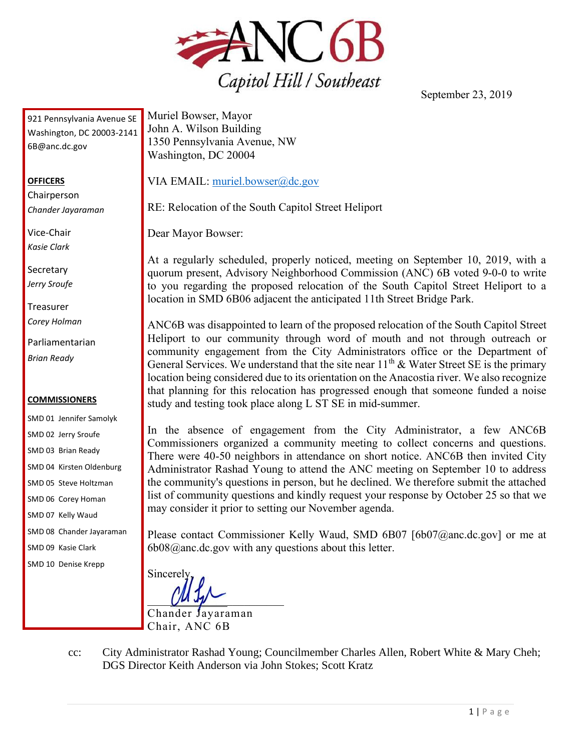# ANC 6B

Capitol Hill / Southeast

September 23, 2019

921 Pennsylvania Avenue SE
Washington, DC 20003-2141
6B@anc.dc.gov

**OFFICERS**

Chairperson
*Chander Jayaraman*

Vice-Chair
*Kasie Clark*

Secretary
*Jerry Sroufe*

Treasurer
*Corey Holman*

Parliamentarian
*Brian Ready*

**COMMISSIONERS**

SMD 01 Jennifer Samolyk
SMD 02 Jerry Sroufe
SMD 03 Brian Ready
SMD 04 Kirsten Oldenburg
SMD 05 Steve Holtzman
SMD 06 Corey Homan
SMD 07 Kelly Waud
SMD 08 Chander Jayaraman
SMD 09 Kasie Clark
SMD 10 Denise Krepp

Muriel Bowser, Mayor
John A. Wilson Building
1350 Pennsylvania Avenue, NW
Washington, DC 20004

VIA EMAIL: muriel.bowser@dc.gov

RE: Relocation of the South Capitol Street Heliport

Dear Mayor Bowser:

At a regularly scheduled, properly noticed, meeting on September 10, 2019, with a quorum present, Advisory Neighborhood Commission (ANC) 6B voted 9-0-0 to write to you regarding the proposed relocation of the South Capitol Street Heliport to a location in SMD 6B06 adjacent the anticipated 11th Street Bridge Park.

ANC6B was disappointed to learn of the proposed relocation of the South Capitol Street Heliport to our community through word of mouth and not through outreach or community engagement from the City Administrators office or the Department of General Services. We understand that the site near 11th & Water Street SE is the primary location being considered due to its orientation on the Anacostia river. We also recognize that planning for this relocation has progressed enough that someone funded a noise study and testing took place along L ST SE in mid-summer.

In the absence of engagement from the City Administrator, a few ANC6B Commissioners organized a community meeting to collect concerns and questions. There were 40-50 neighbors in attendance on short notice. ANC6B then invited City Administrator Rashad Young to attend the ANC meeting on September 10 to address the community's questions in person, but he declined. We therefore submit the attached list of community questions and kindly request your response by October 25 so that we may consider it prior to setting our November agenda.

Please contact Commissioner Kelly Waud, SMD 6B07 [6b07@anc.dc.gov] or me at 6b08@anc.dc.gov with any questions about this letter.

Sincerely,

Chander Jayaraman
Chair, ANC 6B

cc: City Administrator Rashad Young; Councilmember Charles Allen, Robert White & Mary Cheh; DGS Director Keith Anderson via John Stokes; Scott Kratz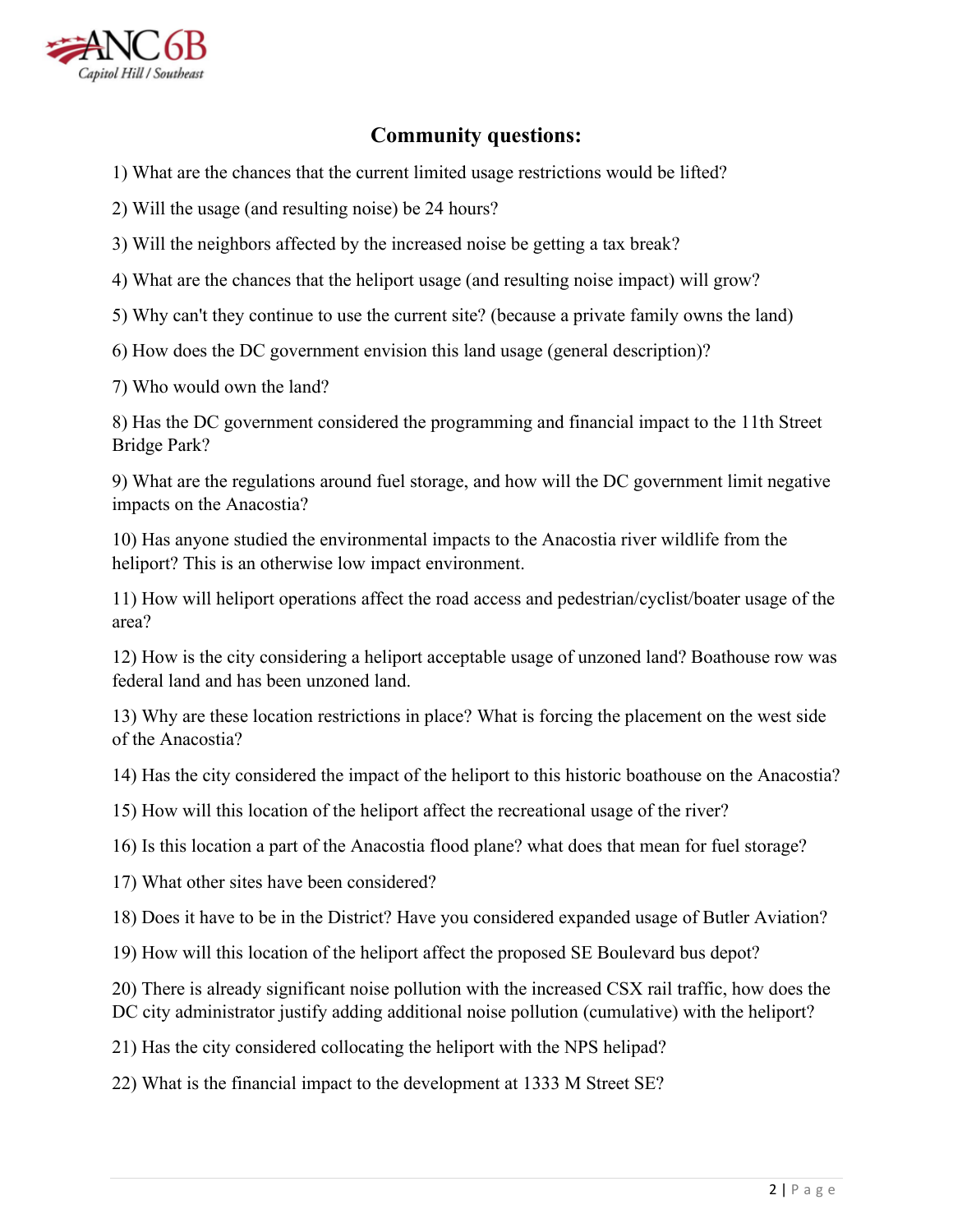## Community questions:

1) What are the chances that the current limited usage restrictions would be lifted?

2) Will the usage (and resulting noise) be 24 hours?

3) Will the neighbors affected by the increased noise be getting a tax break?

4) What are the chances that the heliport usage (and resulting noise impact) will grow?

5) Why can't they continue to use the current site? (because a private family owns the land)

6) How does the DC government envision this land usage (general description)?

7) Who would own the land?

8) Has the DC government considered the programming and financial impact to the 11th Street Bridge Park?

9) What are the regulations around fuel storage, and how will the DC government limit negative impacts on the Anacostia?

10) Has anyone studied the environmental impacts to the Anacostia river wildlife from the heliport? This is an otherwise low impact environment.

11) How will heliport operations affect the road access and pedestrian/cyclist/boater usage of the area?

12) How is the city considering a heliport acceptable usage of unzoned land? Boathouse row was federal land and has been unzoned land.

13) Why are these location restrictions in place? What is forcing the placement on the west side of the Anacostia?

14) Has the city considered the impact of the heliport to this historic boathouse on the Anacostia?

15) How will this location of the heliport affect the recreational usage of the river?

16) Is this location a part of the Anacostia flood plane? what does that mean for fuel storage?

17) What other sites have been considered?

18) Does it have to be in the District? Have you considered expanded usage of Butler Aviation?

19) How will this location of the heliport affect the proposed SE Boulevard bus depot?

20) There is already significant noise pollution with the increased CSX rail traffic, how does the DC city administrator justify adding additional noise pollution (cumulative) with the heliport?

21) Has the city considered collocating the heliport with the NPS helipad?

22) What is the financial impact to the development at 1333 M Street SE?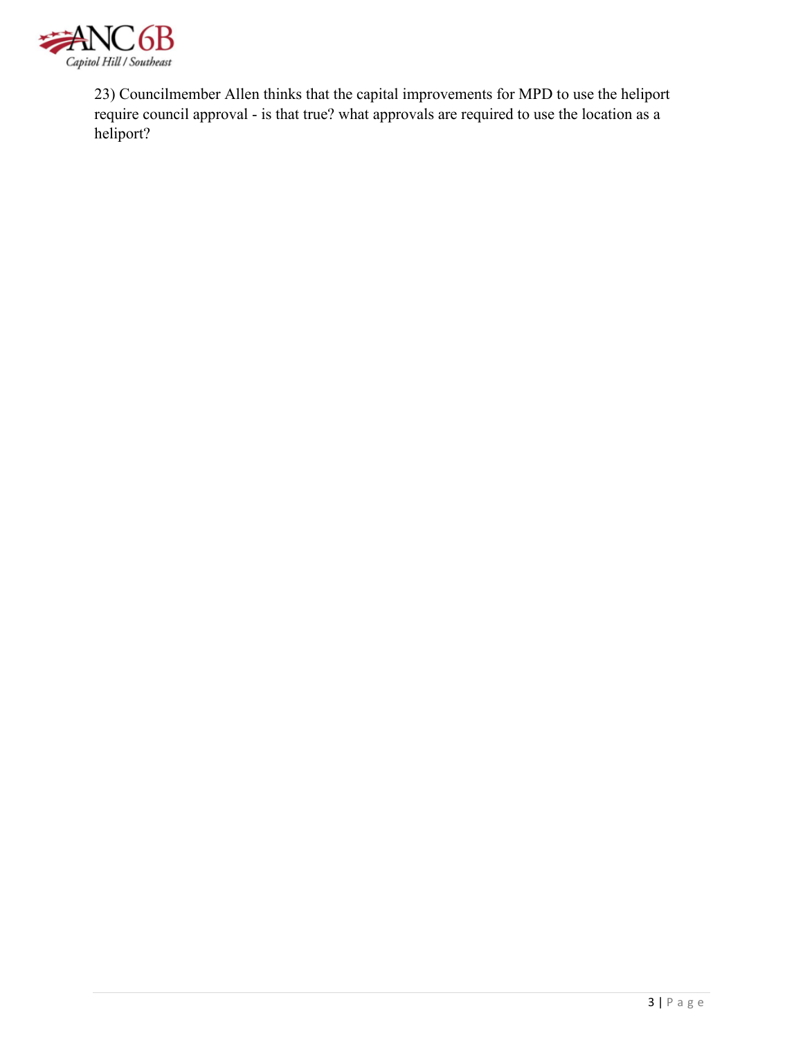23) Councilmember Allen thinks that the capital improvements for MPD to use the heliport require council approval - is that true? what approvals are required to use the location as a heliport?